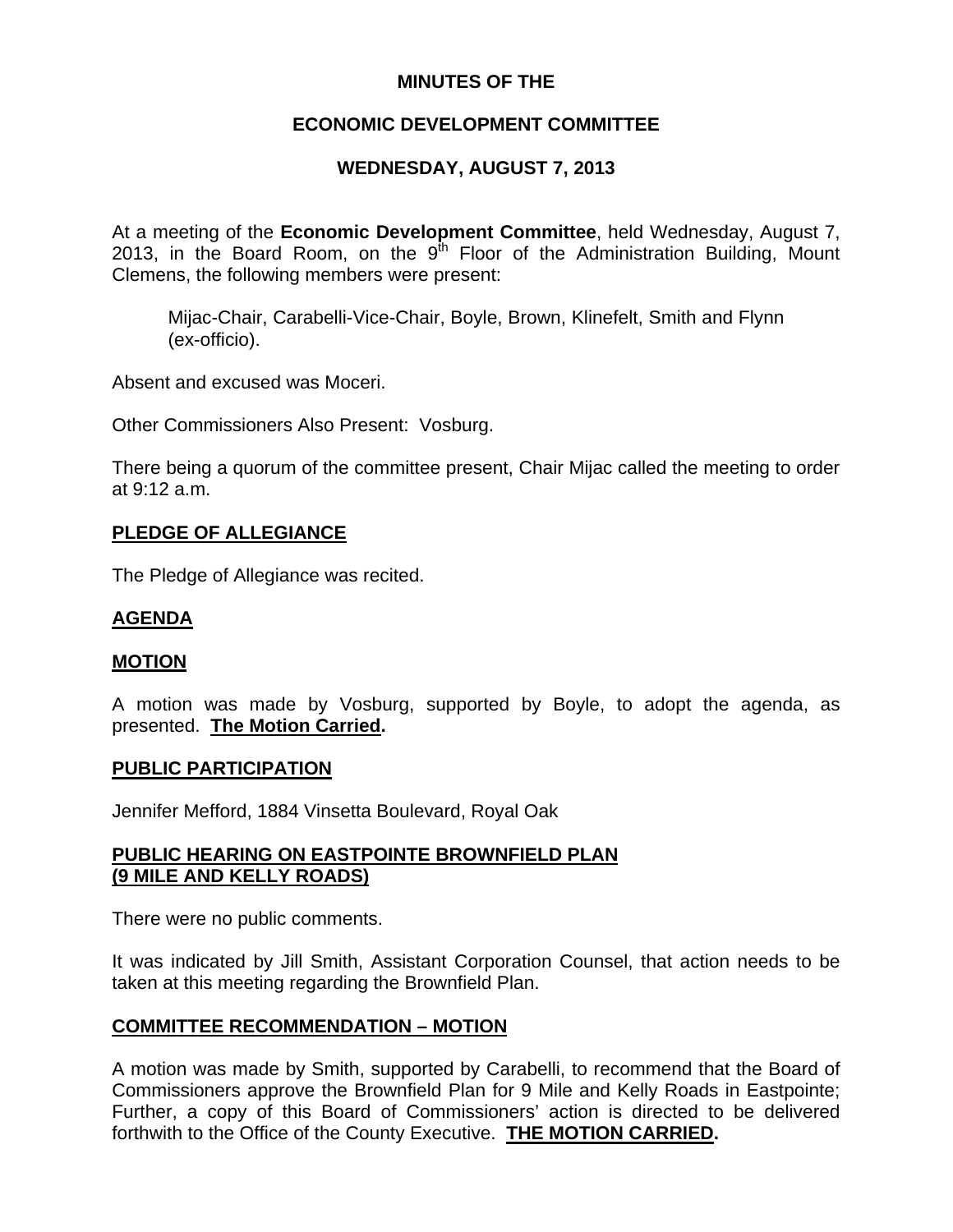# MINUTES OF THE

# ECONOMIC DEVELOPMENT COMMITTEE

# WEDNESDAY, AUGUST 7, 2013

At a meeting of the **Economic Development Committee**, held Wednesday, August 7, 2013, in the Board Room, on the 9th Floor of the Administration Building, Mount Clemens, the following members were present:

> Mijac-Chair, Carabelli-Vice-Chair, Boyle, Brown, Klinefelt, Smith and Flynn (ex-officio).

Absent and excused was Moceri.

Other Commissioners Also Present: Vosburg.

There being a quorum of the committee present, Chair Mijac called the meeting to order at 9:12 a.m.

## PLEDGE OF ALLEGIANCE

The Pledge of Allegiance was recited.

## AGENDA

## MOTION

A motion was made by Vosburg, supported by Boyle, to adopt the agenda, as presented. **The Motion Carried.**

## PUBLIC PARTICIPATION

Jennifer Mefford, 1884 Vinsetta Boulevard, Royal Oak

## PUBLIC HEARING ON EASTPOINTE BROWNFIELD PLAN (9 MILE AND KELLY ROADS)

There were no public comments.

It was indicated by Jill Smith, Assistant Corporation Counsel, that action needs to be taken at this meeting regarding the Brownfield Plan.

## COMMITTEE RECOMMENDATION – MOTION

A motion was made by Smith, supported by Carabelli, to recommend that the Board of Commissioners approve the Brownfield Plan for 9 Mile and Kelly Roads in Eastpointe; Further, a copy of this Board of Commissioners' action is directed to be delivered forthwith to the Office of the County Executive. **THE MOTION CARRIED.**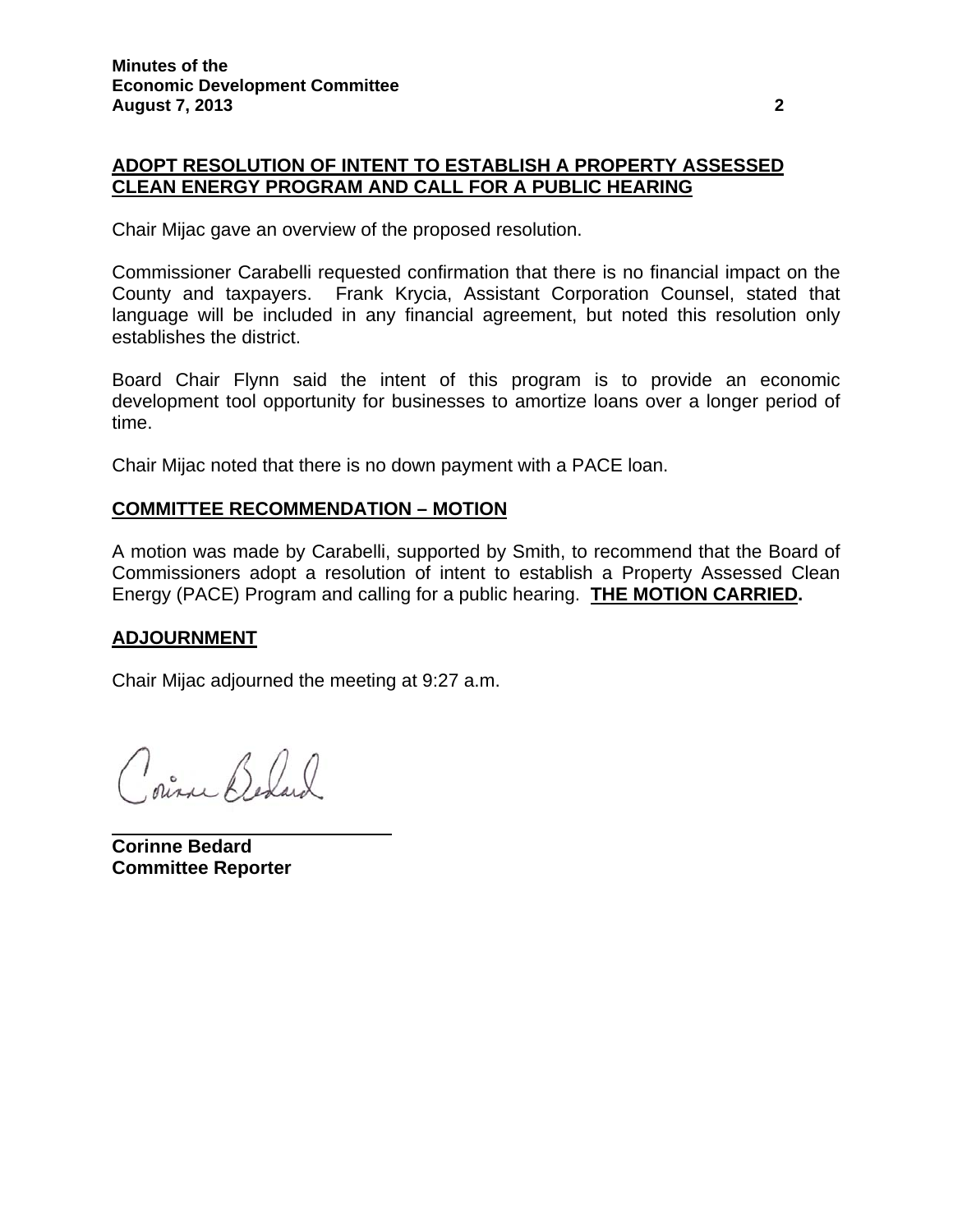**ADOPT RESOLUTION OF INTENT TO ESTABLISH A PROPERTY ASSESSED CLEAN ENERGY PROGRAM AND CALL FOR A PUBLIC HEARING**

Chair Mijac gave an overview of the proposed resolution.

Commissioner Carabelli requested confirmation that there is no financial impact on the County and taxpayers. Frank Krycia, Assistant Corporation Counsel, stated that language will be included in any financial agreement, but noted this resolution only establishes the district.

Board Chair Flynn said the intent of this program is to provide an economic development tool opportunity for businesses to amortize loans over a longer period of time.

Chair Mijac noted that there is no down payment with a PACE loan.

**COMMITTEE RECOMMENDATION – MOTION**

A motion was made by Carabelli, supported by Smith, to recommend that the Board of Commissioners adopt a resolution of intent to establish a Property Assessed Clean Energy (PACE) Program and calling for a public hearing. **THE MOTION CARRIED.**

**ADJOURNMENT**

Chair Mijac adjourned the meeting at 9:27 a.m.

**Corinne Bedard**
**Committee Reporter**